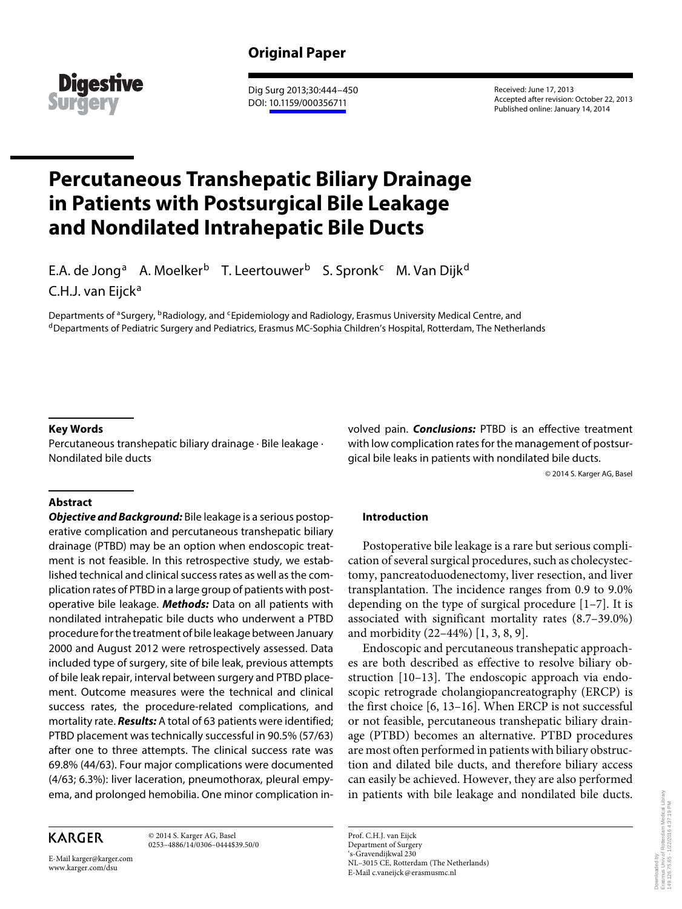Original Paper

Received: June 17, 2013
Accepted after revision: October 22, 2013
Published online: January 14, 2014

DOI: 10.1159/000356711

# Percutaneous Transhepatic Biliary Drainage in Patients with Postsurgical Bile Leakage and Nondilated Intrahepatic Bile Ducts

E.A. de Jong[a] A. Moelker[b] T. Leertouwer[b] S. Spronk[c] M. Van Dijk[d] C.H.J. van Eijck[a]

Departments of [a]Surgery, [b]Radiology, and [c]Epidemiology and Radiology, Erasmus University Medical Centre, and [d]Departments of Pediatric Surgery and Pediatrics, Erasmus MC-Sophia Children's Hospital, Rotterdam, The Netherlands

### Key Words

Percutaneous transhepatic biliary drainage · Bile leakage · Nondilated bile ducts

### Abstract

***Objective and Background:*** Bile leakage is a serious postoperative complication and percutaneous transhepatic biliary drainage (PTBD) may be an option when endoscopic treatment is not feasible. In this retrospective study, we established technical and clinical success rates as well as the complication rates of PTBD in a large group of patients with postoperative bile leakage. ***Methods:*** Data on all patients with nondilated intrahepatic bile ducts who underwent a PTBD procedure for the treatment of bile leakage between January 2000 and August 2012 were retrospectively assessed. Data included type of surgery, site of bile leak, previous attempts of bile leak repair, interval between surgery and PTBD placement. Outcome measures were the technical and clinical success rates, the procedure-related complications, and mortality rate. ***Results:*** A total of 63 patients were identified; PTBD placement was technically successful in 90.5% (57/63) after one to three attempts. The clinical success rate was 69.8% (44/63). Four major complications were documented (4/63; 6.3%): liver laceration, pneumothorax, pleural empyema, and prolonged hemobilia. One minor complication involved pain. ***Conclusions:*** PTBD is an effective treatment with low complication rates for the management of postsurgical bile leaks in patients with nondilated bile ducts.

© 2014 S. Karger AG, Basel

### Introduction

Postoperative bile leakage is a rare but serious complication of several surgical procedures, such as cholecystectomy, pancreatoduodenectomy, liver resection, and liver transplantation. The incidence ranges from 0.9 to 9.0% depending on the type of surgical procedure [1–7]. It is associated with significant mortality rates (8.7–39.0%) and morbidity (22–44%) [1, 3, 8, 9].

Endoscopic and percutaneous transhepatic approaches are both described as effective to resolve biliary obstruction [10–13]. The endoscopic approach via endoscopic retrograde cholangiopancreatography (ERCP) is the first choice [6, 13–16]. When ERCP is not successful or not feasible, percutaneous transhepatic biliary drainage (PTBD) becomes an alternative. PTBD procedures are most often performed in patients with biliary obstruction and dilated bile ducts, and therefore biliary access can easily be achieved. However, they are also performed in patients with bile leakage and nondilated bile ducts.

KARGER

© 2014 S. Karger AG, Basel
0253–4886/14/0306–0444$39.50/0

E-Mail karger@karger.com
www.karger.com/dsu

Prof. C.H.J. van Eijck
Department of Surgery
's-Gravendijkwal 230
NL–3015 CE, Rotterdam (The Netherlands)
E-Mail c.vaneijck@erasmusmc.nl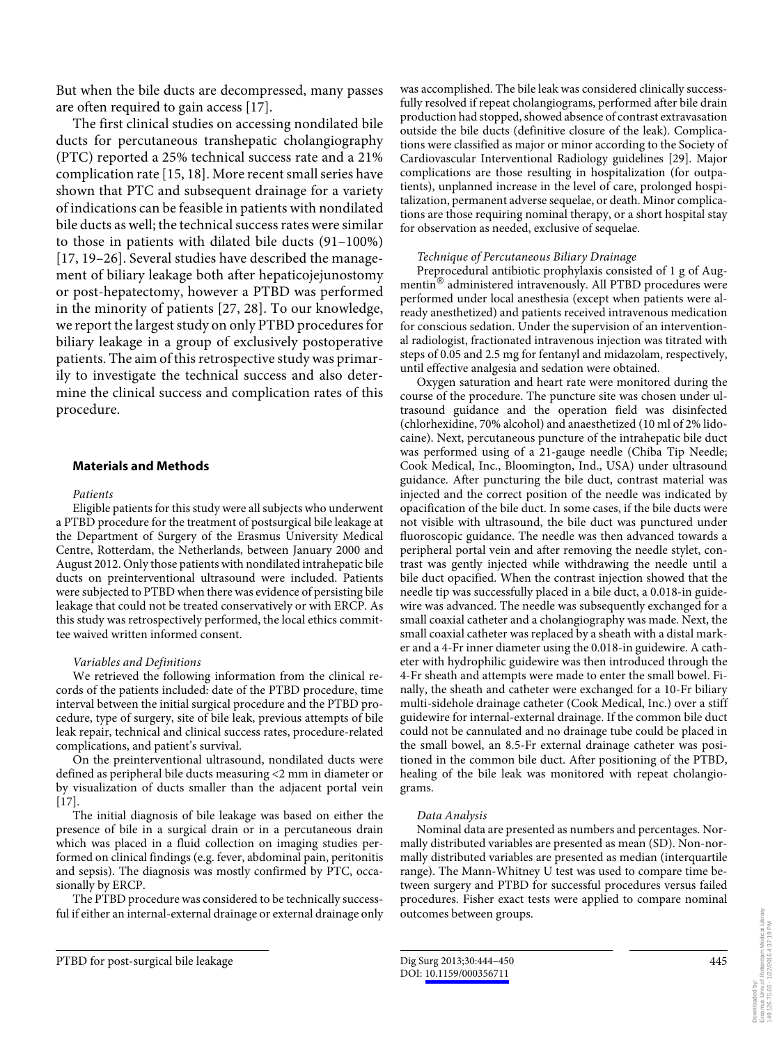But when the bile ducts are decompressed, many passes are often required to gain access [17].

The first clinical studies on accessing nondilated bile ducts for percutaneous transhepatic cholangiography (PTC) reported a 25% technical success rate and a 21% complication rate [15, 18]. More recent small series have shown that PTC and subsequent drainage for a variety of indications can be feasible in patients with nondilated bile ducts as well; the technical success rates were similar to those in patients with dilated bile ducts (91–100%) [17, 19–26]. Several studies have described the management of biliary leakage both after hepaticojejunostomy or post-hepatectomy, however a PTBD was performed in the minority of patients [27, 28]. To our knowledge, we report the largest study on only PTBD procedures for biliary leakage in a group of exclusively postoperative patients. The aim of this retrospective study was primarily to investigate the technical success and also determine the clinical success and complication rates of this procedure.

## Materials and Methods

*Patients*

Eligible patients for this study were all subjects who underwent a PTBD procedure for the treatment of postsurgical bile leakage at the Department of Surgery of the Erasmus University Medical Centre, Rotterdam, the Netherlands, between January 2000 and August 2012. Only those patients with nondilated intrahepatic bile ducts on preinterventional ultrasound were included. Patients were subjected to PTBD when there was evidence of persisting bile leakage that could not be treated conservatively or with ERCP. As this study was retrospectively performed, the local ethics committee waived written informed consent.

*Variables and Definitions*

We retrieved the following information from the clinical records of the patients included: date of the PTBD procedure, time interval between the initial surgical procedure and the PTBD procedure, type of surgery, site of bile leak, previous attempts of bile leak repair, technical and clinical success rates, procedure-related complications, and patient's survival.

On the preinterventional ultrasound, nondilated ducts were defined as peripheral bile ducts measuring <2 mm in diameter or by visualization of ducts smaller than the adjacent portal vein [17].

The initial diagnosis of bile leakage was based on either the presence of bile in a surgical drain or in a percutaneous drain which was placed in a fluid collection on imaging studies performed on clinical findings (e.g. fever, abdominal pain, peritonitis and sepsis). The diagnosis was mostly confirmed by PTC, occasionally by ERCP.

The PTBD procedure was considered to be technically successful if either an internal-external drainage or external drainage only was accomplished. The bile leak was considered clinically successfully resolved if repeat cholangiograms, performed after bile drain production had stopped, showed absence of contrast extravasation outside the bile ducts (definitive closure of the leak). Complications were classified as major or minor according to the Society of Cardiovascular Interventional Radiology guidelines [29]. Major complications are those resulting in hospitalization (for outpatients), unplanned increase in the level of care, prolonged hospitalization, permanent adverse sequelae, or death. Minor complications are those requiring nominal therapy, or a short hospital stay for observation as needed, exclusive of sequelae.

*Technique of Percutaneous Biliary Drainage*

Preprocedural antibiotic prophylaxis consisted of 1 g of Augmentin® administered intravenously. All PTBD procedures were performed under local anesthesia (except when patients were already anesthetized) and patients received intravenous medication for conscious sedation. Under the supervision of an interventional radiologist, fractionated intravenous injection was titrated with steps of 0.05 and 2.5 mg for fentanyl and midazolam, respectively, until effective analgesia and sedation were obtained.

Oxygen saturation and heart rate were monitored during the course of the procedure. The puncture site was chosen under ultrasound guidance and the operation field was disinfected (chlorhexidine, 70% alcohol) and anaesthetized (10 ml of 2% lidocaine). Next, percutaneous puncture of the intrahepatic bile duct was performed using of a 21-gauge needle (Chiba Tip Needle; Cook Medical, Inc., Bloomington, Ind., USA) under ultrasound guidance. After puncturing the bile duct, contrast material was injected and the correct position of the needle was indicated by opacification of the bile duct. In some cases, if the bile ducts were not visible with ultrasound, the bile duct was punctured under fluoroscopic guidance. The needle was then advanced towards a peripheral portal vein and after removing the needle stylet, contrast was gently injected while withdrawing the needle until a bile duct opacified. When the contrast injection showed that the needle tip was successfully placed in a bile duct, a 0.018-in guidewire was advanced. The needle was subsequently exchanged for a small coaxial catheter and a cholangiography was made. Next, the small coaxial catheter was replaced by a sheath with a distal marker and a 4-Fr inner diameter using the 0.018-in guidewire. A catheter with hydrophilic guidewire was then introduced through the 4-Fr sheath and attempts were made to enter the small bowel. Finally, the sheath and catheter were exchanged for a 10-Fr biliary multi-sidehole drainage catheter (Cook Medical, Inc.) over a stiff guidewire for internal-external drainage. If the common bile duct could not be cannulated and no drainage tube could be placed in the small bowel, an 8.5-Fr external drainage catheter was positioned in the common bile duct. After positioning of the PTBD, healing of the bile leak was monitored with repeat cholangiograms.

*Data Analysis*

Nominal data are presented as numbers and percentages. Normally distributed variables are presented as mean (SD). Non-normally distributed variables are presented as median (interquartile range). The Mann-Whitney U test was used to compare time between surgery and PTBD for successful procedures versus failed procedures. Fisher exact tests were applied to compare nominal outcomes between groups.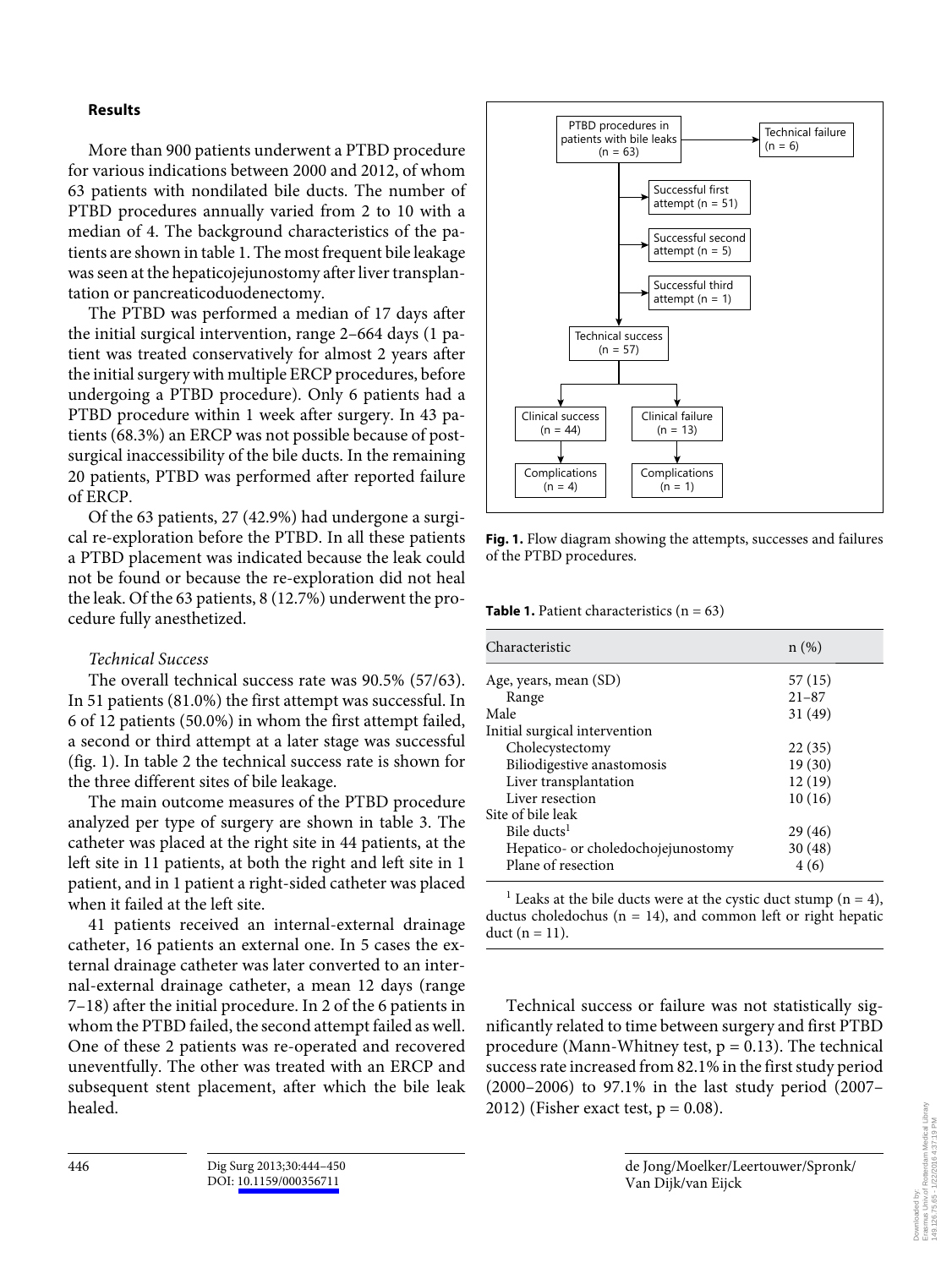## Results

More than 900 patients underwent a PTBD procedure for various indications between 2000 and 2012, of whom 63 patients with nondilated bile ducts. The number of PTBD procedures annually varied from 2 to 10 with a median of 4. The background characteristics of the patients are shown in table 1. The most frequent bile leakage was seen at the hepaticojejunostomy after liver transplantation or pancreaticoduodenectomy.

The PTBD was performed a median of 17 days after the initial surgical intervention, range 2–664 days (1 patient was treated conservatively for almost 2 years after the initial surgery with multiple ERCP procedures, before undergoing a PTBD procedure). Only 6 patients had a PTBD procedure within 1 week after surgery. In 43 patients (68.3%) an ERCP was not possible because of post-surgical inaccessibility of the bile ducts. In the remaining 20 patients, PTBD was performed after reported failure of ERCP.

Of the 63 patients, 27 (42.9%) had undergone a surgical re-exploration before the PTBD. In all these patients a PTBD placement was indicated because the leak could not be found or because the re-exploration did not heal the leak. Of the 63 patients, 8 (12.7%) underwent the procedure fully anesthetized.

### *Technical Success*

The overall technical success rate was 90.5% (57/63). In 51 patients (81.0%) the first attempt was successful. In 6 of 12 patients (50.0%) in whom the first attempt failed, a second or third attempt at a later stage was successful (fig. 1). In table 2 the technical success rate is shown for the three different sites of bile leakage.

The main outcome measures of the PTBD procedure analyzed per type of surgery are shown in table 3. The catheter was placed at the right site in 44 patients, at the left site in 11 patients, at both the right and left site in 1 patient, and in 1 patient a right-sided catheter was placed when it failed at the left site.

41 patients received an internal-external drainage catheter, 16 patients an external one. In 5 cases the external drainage catheter was later converted to an internal-external drainage catheter, a mean 12 days (range 7–18) after the initial procedure. In 2 of the 6 patients in whom the PTBD failed, the second attempt failed as well. One of these 2 patients was re-operated and recovered uneventfully. The other was treated with an ERCP and subsequent stent placement, after which the bile leak healed.

PTBD procedures in patients with bile leaks (n = 63) → Technical failure (n = 6)

Successful first attempt (n = 51)

Successful second attempt (n = 5)

Successful third attempt (n = 1)

Technical success (n = 57)

Clinical success (n = 44) → Complications (n = 4)

Clinical failure (n = 13) → Complications (n = 1)

**Fig. 1.** Flow diagram showing the attempts, successes and failures of the PTBD procedures.

**Table 1.** Patient characteristics (n = 63)

| Characteristic | n (%) |
|---|---|
| Age, years, mean (SD) | 57 (15) |
| Range | 21–87 |
| Male | 31 (49) |
| Initial surgical intervention | |
| Cholecystectomy | 22 (35) |
| Biliodigestive anastomosis | 19 (30) |
| Liver transplantation | 12 (19) |
| Liver resection | 10 (16) |
| Site of bile leak | |
| Bile ducts[1] | 29 (46) |
| Hepatico- or choledochojejunostomy | 30 (48) |
| Plane of resection | 4 (6) |

[1] Leaks at the bile ducts were at the cystic duct stump (n = 4), ductus choledochus (n = 14), and common left or right hepatic duct (n = 11).

Technical success or failure was not statistically significantly related to time between surgery and first PTBD procedure (Mann-Whitney test, $p = 0.13$). The technical success rate increased from 82.1% in the first study period (2000–2006) to 97.1% in the last study period (2007–2012) (Fisher exact test, $p = 0.08$).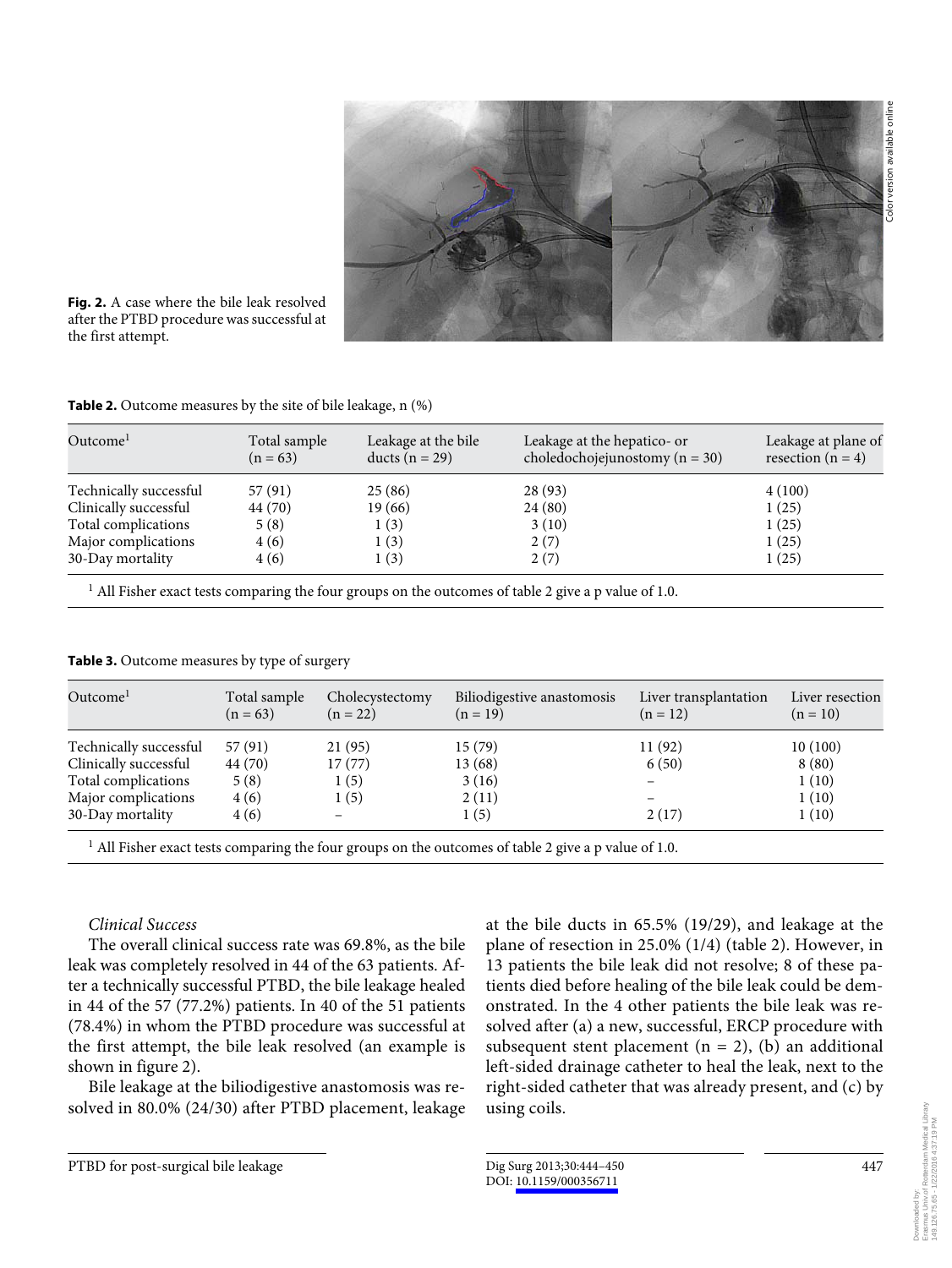**Fig. 2.** A case where the bile leak resolved after the PTBD procedure was successful at the first attempt.

**Table 2.** Outcome measures by the site of bile leakage, n (%)

| Outcome[1] | Total sample (n = 63) | Leakage at the bile ducts (n = 29) | Leakage at the hepatico- or choledochojejunostomy (n = 30) | Leakage at plane of resection (n = 4) |
|---|---|---|---|---|
| Technically successful | 57 (91) | 25 (86) | 28 (93) | 4 (100) |
| Clinically successful | 44 (70) | 19 (66) | 24 (80) | 1 (25) |
| Total complications | 5 (8) | 1 (3) | 3 (10) | 1 (25) |
| Major complications | 4 (6) | 1 (3) | 2 (7) | 1 (25) |
| 30-Day mortality | 4 (6) | 1 (3) | 2 (7) | 1 (25) |

[1] All Fisher exact tests comparing the four groups on the outcomes of table 2 give a p value of 1.0.

**Table 3.** Outcome measures by type of surgery

| Outcome[1] | Total sample (n = 63) | Cholecystectomy (n = 22) | Biliodigestive anastomosis (n = 19) | Liver transplantation (n = 12) | Liver resection (n = 10) |
|---|---|---|---|---|---|
| Technically successful | 57 (91) | 21 (95) | 15 (79) | 11 (92) | 10 (100) |
| Clinically successful | 44 (70) | 17 (77) | 13 (68) | 6 (50) | 8 (80) |
| Total complications | 5 (8) | 1 (5) | 3 (16) | – | 1 (10) |
| Major complications | 4 (6) | 1 (5) | 2 (11) | – | 1 (10) |
| 30-Day mortality | 4 (6) | – | 1 (5) | 2 (17) | 1 (10) |

[1] All Fisher exact tests comparing the four groups on the outcomes of table 2 give a p value of 1.0.

*Clinical Success*

The overall clinical success rate was 69.8%, as the bile leak was completely resolved in 44 of the 63 patients. After a technically successful PTBD, the bile leakage healed in 44 of the 57 (77.2%) patients. In 40 of the 51 patients (78.4%) in whom the PTBD procedure was successful at the first attempt, the bile leak resolved (an example is shown in figure 2).

Bile leakage at the biliodigestive anastomosis was resolved in 80.0% (24/30) after PTBD placement, leakage at the bile ducts in 65.5% (19/29), and leakage at the plane of resection in 25.0% (1/4) (table 2). However, in 13 patients the bile leak did not resolve; 8 of these patients died before healing of the bile leak could be demonstrated. In the 4 other patients the bile leak was resolved after (a) a new, successful, ERCP procedure with subsequent stent placement (n = 2), (b) an additional left-sided drainage catheter to heal the leak, next to the right-sided catheter that was already present, and (c) by using coils.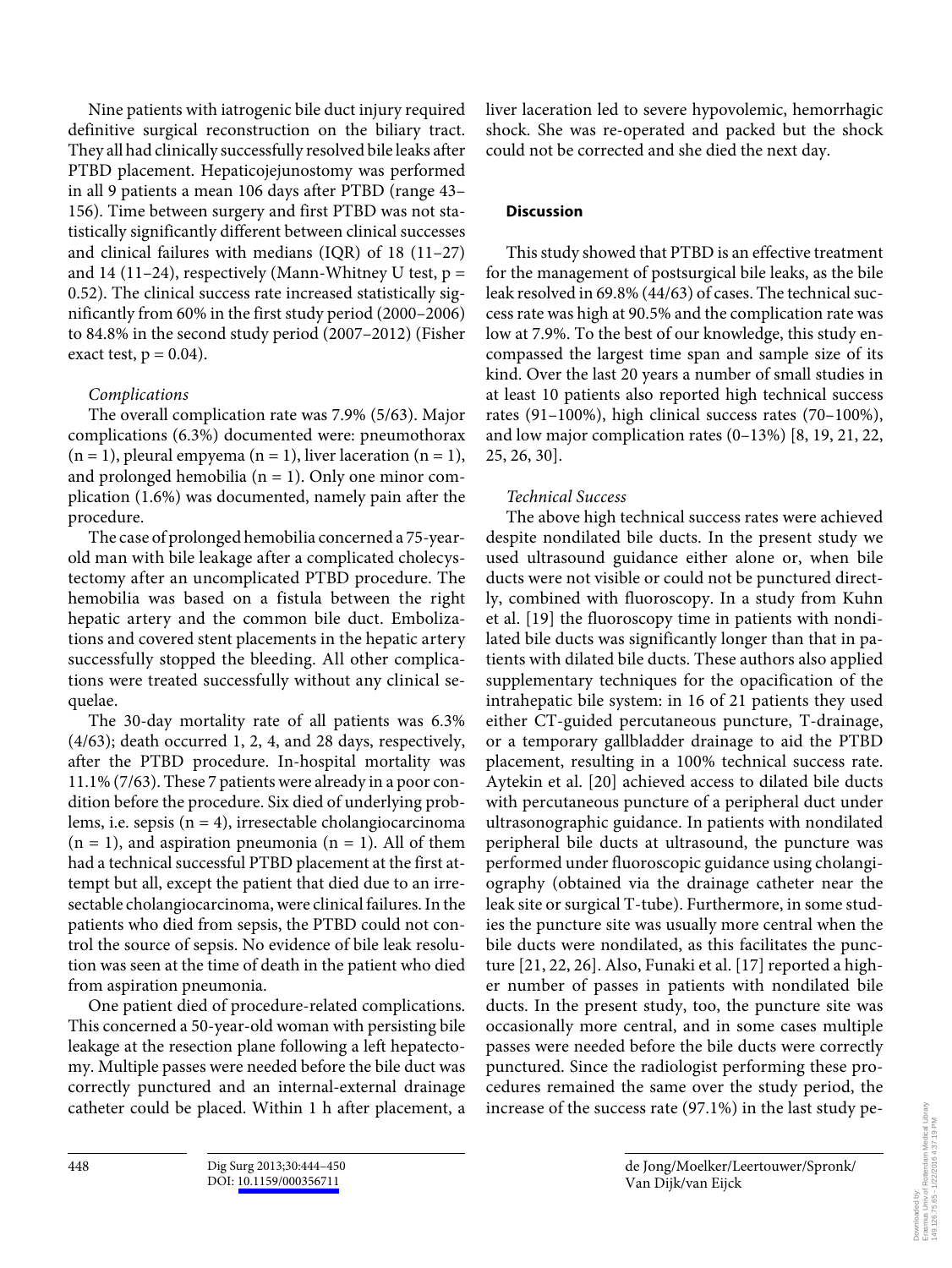Nine patients with iatrogenic bile duct injury required definitive surgical reconstruction on the biliary tract. They all had clinically successfully resolved bile leaks after PTBD placement. Hepaticojejunostomy was performed in all 9 patients a mean 106 days after PTBD (range 43–156). Time between surgery and first PTBD was not statistically significantly different between clinical successes and clinical failures with medians (IQR) of 18 (11–27) and 14 (11–24), respectively (Mann-Whitney U test, $p = 0.52$). The clinical success rate increased statistically significantly from 60% in the first study period (2000–2006) to 84.8% in the second study period (2007–2012) (Fisher exact test, $p = 0.04$).

*Complications*

The overall complication rate was 7.9% (5/63). Major complications (6.3%) documented were: pneumothorax (n = 1), pleural empyema (n = 1), liver laceration (n = 1), and prolonged hemobilia (n = 1). Only one minor complication (1.6%) was documented, namely pain after the procedure.

The case of prolonged hemobilia concerned a 75-year-old man with bile leakage after a complicated cholecystectomy after an uncomplicated PTBD procedure. The hemobilia was based on a fistula between the right hepatic artery and the common bile duct. Embolizations and covered stent placements in the hepatic artery successfully stopped the bleeding. All other complications were treated successfully without any clinical sequelae.

The 30-day mortality rate of all patients was 6.3% (4/63); death occurred 1, 2, 4, and 28 days, respectively, after the PTBD procedure. In-hospital mortality was 11.1% (7/63). These 7 patients were already in a poor condition before the procedure. Six died of underlying problems, i.e. sepsis (n = 4), irresectable cholangiocarcinoma (n = 1), and aspiration pneumonia (n = 1). All of them had a technical successful PTBD placement at the first attempt but all, except the patient that died due to an irresectable cholangiocarcinoma, were clinical failures. In the patients who died from sepsis, the PTBD could not control the source of sepsis. No evidence of bile leak resolution was seen at the time of death in the patient who died from aspiration pneumonia.

One patient died of procedure-related complications. This concerned a 50-year-old woman with persisting bile leakage at the resection plane following a left hepatectomy. Multiple passes were needed before the bile duct was correctly punctured and an internal-external drainage catheter could be placed. Within 1 h after placement, a liver laceration led to severe hypovolemic, hemorrhagic shock. She was re-operated and packed but the shock could not be corrected and she died the next day.

## Discussion

This study showed that PTBD is an effective treatment for the management of postsurgical bile leaks, as the bile leak resolved in 69.8% (44/63) of cases. The technical success rate was high at 90.5% and the complication rate was low at 7.9%. To the best of our knowledge, this study encompassed the largest time span and sample size of its kind. Over the last 20 years a number of small studies in at least 10 patients also reported high technical success rates (91–100%), high clinical success rates (70–100%), and low major complication rates (0–13%) [8, 19, 21, 22, 25, 26, 30].

*Technical Success*

The above high technical success rates were achieved despite nondilated bile ducts. In the present study we used ultrasound guidance either alone or, when bile ducts were not visible or could not be punctured directly, combined with fluoroscopy. In a study from Kuhn et al. [19] the fluoroscopy time in patients with nondilated bile ducts was significantly longer than that in patients with dilated bile ducts. These authors also applied supplementary techniques for the opacification of the intrahepatic bile system: in 16 of 21 patients they used either CT-guided percutaneous puncture, T-drainage, or a temporary gallbladder drainage to aid the PTBD placement, resulting in a 100% technical success rate. Aytekin et al. [20] achieved access to dilated bile ducts with percutaneous puncture of a peripheral duct under ultrasonographic guidance. In patients with nondilated peripheral bile ducts at ultrasound, the puncture was performed under fluoroscopic guidance using cholangiography (obtained via the drainage catheter near the leak site or surgical T-tube). Furthermore, in some studies the puncture site was usually more central when the bile ducts were nondilated, as this facilitates the puncture [21, 22, 26]. Also, Funaki et al. [17] reported a higher number of passes in patients with nondilated bile ducts. In the present study, too, the puncture site was occasionally more central, and in some cases multiple passes were needed before the bile ducts were correctly punctured. Since the radiologist performing these procedures remained the same over the study period, the increase of the success rate (97.1%) in the last study pe-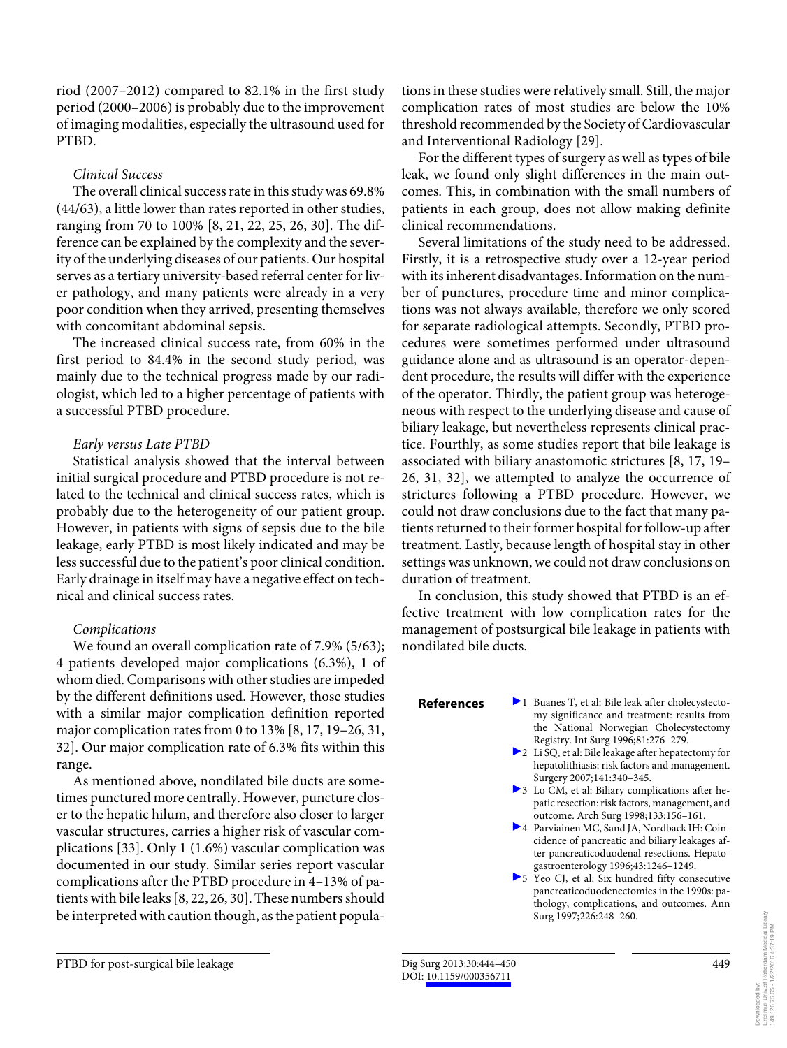riod (2007–2012) compared to 82.1% in the first study period (2000–2006) is probably due to the improvement of imaging modalities, especially the ultrasound used for PTBD.

*Clinical Success*

The overall clinical success rate in this study was 69.8% (44/63), a little lower than rates reported in other studies, ranging from 70 to 100% [8, 21, 22, 25, 26, 30]. The difference can be explained by the complexity and the severity of the underlying diseases of our patients. Our hospital serves as a tertiary university-based referral center for liver pathology, and many patients were already in a very poor condition when they arrived, presenting themselves with concomitant abdominal sepsis.

The increased clinical success rate, from 60% in the first period to 84.4% in the second study period, was mainly due to the technical progress made by our radiologist, which led to a higher percentage of patients with a successful PTBD procedure.

*Early versus Late PTBD*

Statistical analysis showed that the interval between initial surgical procedure and PTBD procedure is not related to the technical and clinical success rates, which is probably due to the heterogeneity of our patient group. However, in patients with signs of sepsis due to the bile leakage, early PTBD is most likely indicated and may be less successful due to the patient's poor clinical condition. Early drainage in itself may have a negative effect on technical and clinical success rates.

*Complications*

We found an overall complication rate of 7.9% (5/63); 4 patients developed major complications (6.3%), 1 of whom died. Comparisons with other studies are impeded by the different definitions used. However, those studies with a similar major complication definition reported major complication rates from 0 to 13% [8, 17, 19–26, 31, 32]. Our major complication rate of 6.3% fits within this range.

As mentioned above, nondilated bile ducts are sometimes punctured more centrally. However, puncture closer to the hepatic hilum, and therefore also closer to larger vascular structures, carries a higher risk of vascular complications [33]. Only 1 (1.6%) vascular complication was documented in our study. Similar series report vascular complications after the PTBD procedure in 4–13% of patients with bile leaks [8, 22, 26, 30]. These numbers should be interpreted with caution though, as the patient populations in these studies were relatively small. Still, the major complication rates of most studies are below the 10% threshold recommended by the Society of Cardiovascular and Interventional Radiology [29].

For the different types of surgery as well as types of bile leak, we found only slight differences in the main outcomes. This, in combination with the small numbers of patients in each group, does not allow making definite clinical recommendations.

Several limitations of the study need to be addressed. Firstly, it is a retrospective study over a 12-year period with its inherent disadvantages. Information on the number of punctures, procedure time and minor complications was not always available, therefore we only scored for separate radiological attempts. Secondly, PTBD procedures were sometimes performed under ultrasound guidance alone and as ultrasound is an operator-dependent procedure, the results will differ with the experience of the operator. Thirdly, the patient group was heterogeneous with respect to the underlying disease and cause of biliary leakage, but nevertheless represents clinical practice. Fourthly, as some studies report that bile leakage is associated with biliary anastomotic strictures [8, 17, 19–26, 31, 32], we attempted to analyze the occurrence of strictures following a PTBD procedure. However, we could not draw conclusions due to the fact that many patients returned to their former hospital for follow-up after treatment. Lastly, because length of hospital stay in other settings was unknown, we could not draw conclusions on duration of treatment.

In conclusion, this study showed that PTBD is an effective treatment with low complication rates for the management of postsurgical bile leakage in patients with nondilated bile ducts.

## References

1. Buanes T, et al: Bile leak after cholecystectomy significance and treatment: results from the National Norwegian Cholecystectomy Registry. Int Surg 1996;81:276–279.
2. Li SQ, et al: Bile leakage after hepatectomy for hepatolithiasis: risk factors and management. Surgery 2007;141:340–345.
3. Lo CM, et al: Biliary complications after hepatic resection: risk factors, management, and outcome. Arch Surg 1998;133:156–161.
4. Parviainen MC, Sand JA, Nordback IH: Coincidence of pancreatic and biliary leakages after pancreaticoduodenal resections. Hepatogastroenterology 1996;43:1246–1249.
5. Yeo CJ, et al: Six hundred fifty consecutive pancreaticoduodenectomies in the 1990s: pathology, complications, and outcomes. Ann Surg 1997;226:248–260.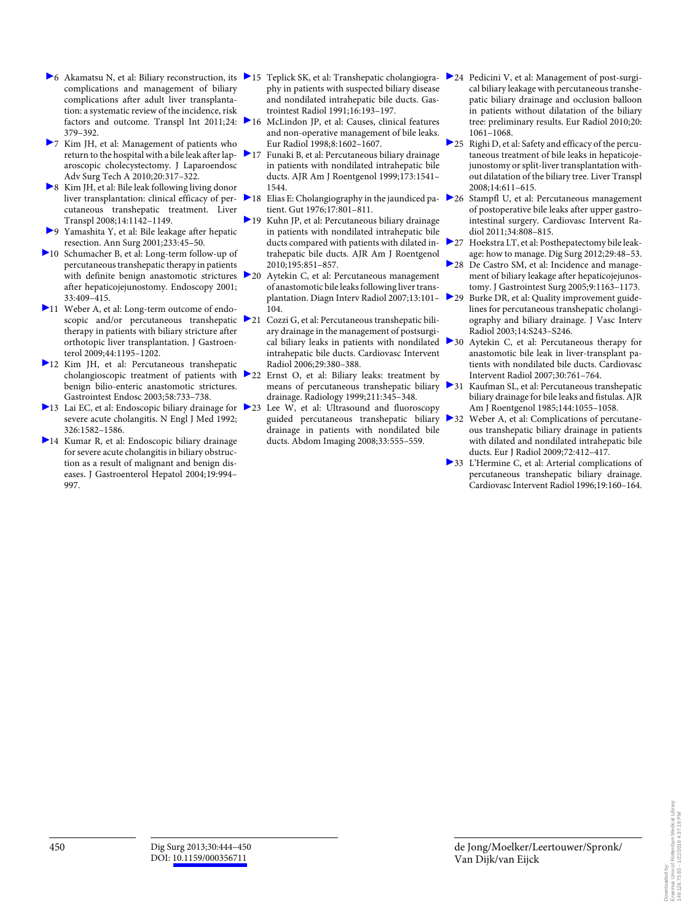6 Akamatsu N, et al: Biliary reconstruction, its complications and management of biliary complications after adult liver transplantation: a systematic review of the incidence, risk factors and outcome. Transpl Int 2011;24: 379–392.

7 Kim JH, et al: Management of patients who return to the hospital with a bile leak after laparoscopic cholecystectomy. J Laparoendosc Adv Surg Tech A 2010;20:317–322.

8 Kim JH, et al: Bile leak following living donor liver transplantation: clinical efficacy of percutaneous transhepatic treatment. Liver Transpl 2008;14:1142–1149.

9 Yamashita Y, et al: Bile leakage after hepatic resection. Ann Surg 2001;233:45–50.

10 Schumacher B, et al: Long-term follow-up of percutaneous transhepatic therapy in patients with definite benign anastomotic strictures after hepaticojejunostomy. Endoscopy 2001; 33:409–415.

11 Weber A, et al: Long-term outcome of endoscopic and/or percutaneous transhepatic therapy in patients with biliary stricture after orthotopic liver transplantation. J Gastroenterol 2009;44:1195–1202.

12 Kim JH, et al: Percutaneous transhepatic cholangioscopic treatment of patients with benign bilio-enteric anastomotic strictures. Gastrointest Endosc 2003;58:733–738.

13 Lai EC, et al: Endoscopic biliary drainage for severe acute cholangitis. N Engl J Med 1992; 326:1582–1586.

14 Kumar R, et al: Endoscopic biliary drainage for severe acute cholangitis in biliary obstruction as a result of malignant and benign diseases. J Gastroenterol Hepatol 2004;19:994–997.

15 Teplick SK, et al: Transhepatic cholangiography in patients with suspected biliary disease and nondilated intrahepatic bile ducts. Gastrointest Radiol 1991;16:193–197.

16 McLindon JP, et al: Causes, clinical features and non-operative management of bile leaks. Eur Radiol 1998;8:1602–1607.

17 Funaki B, et al: Percutaneous biliary drainage in patients with nondilated intrahepatic bile ducts. AJR Am J Roentgenol 1999;173:1541–1544.

18 Elias E: Cholangiography in the jaundiced patient. Gut 1976;17:801–811.

19 Kuhn JP, et al: Percutaneous biliary drainage in patients with nondilated intrahepatic bile ducts compared with patients with dilated intrahepatic bile ducts. AJR Am J Roentgenol 2010;195:851–857.

20 Aytekin C, et al: Percutaneous management of anastomotic bile leaks following liver transplantation. Diagn Interv Radiol 2007;13:101–104.

21 Cozzi G, et al: Percutaneous transhepatic biliary drainage in the management of postsurgical biliary leaks in patients with nondilated intrahepatic bile ducts. Cardiovasc Intervent Radiol 2006;29:380–388.

22 Ernst O, et al: Biliary leaks: treatment by means of percutaneous transhepatic biliary drainage. Radiology 1999;211:345–348.

23 Lee W, et al: Ultrasound and fluoroscopy guided percutaneous transhepatic biliary drainage in patients with nondilated bile ducts. Abdom Imaging 2008;33:555–559.

24 Pedicini V, et al: Management of post-surgical biliary leakage with percutaneous transhepatic biliary drainage and occlusion balloon in patients without dilatation of the biliary tree: preliminary results. Eur Radiol 2010;20: 1061–1068.

25 Righi D, et al: Safety and efficacy of the percutaneous treatment of bile leaks in hepaticojejunostomy or split-liver transplantation without dilatation of the biliary tree. Liver Transpl 2008;14:611–615.

26 Stampfl U, et al: Percutaneous management of postoperative bile leaks after upper gastrointestinal surgery. Cardiovasc Intervent Radiol 2011;34:808–815.

27 Hoekstra LT, et al: Posthepatectomy bile leakage: how to manage. Dig Surg 2012;29:48–53.

28 De Castro SM, et al: Incidence and management of biliary leakage after hepaticojejunostomy. J Gastrointest Surg 2005;9:1163–1173.

29 Burke DR, et al: Quality improvement guidelines for percutaneous transhepatic cholangiography and biliary drainage. J Vasc Interv Radiol 2003;14:S243–S246.

30 Aytekin C, et al: Percutaneous therapy for anastomotic bile leak in liver-transplant patients with nondilated bile ducts. Cardiovasc Intervent Radiol 2007;30:761–764.

31 Kaufman SL, et al: Percutaneous transhepatic biliary drainage for bile leaks and fistulas. AJR Am J Roentgenol 1985;144:1055–1058.

32 Weber A, et al: Complications of percutaneous transhepatic biliary drainage in patients with dilated and nondilated intrahepatic bile ducts. Eur J Radiol 2009;72:412–417.

33 L'Hermine C, et al: Arterial complications of percutaneous transhepatic biliary drainage. Cardiovasc Intervent Radiol 1996;19:160–164.